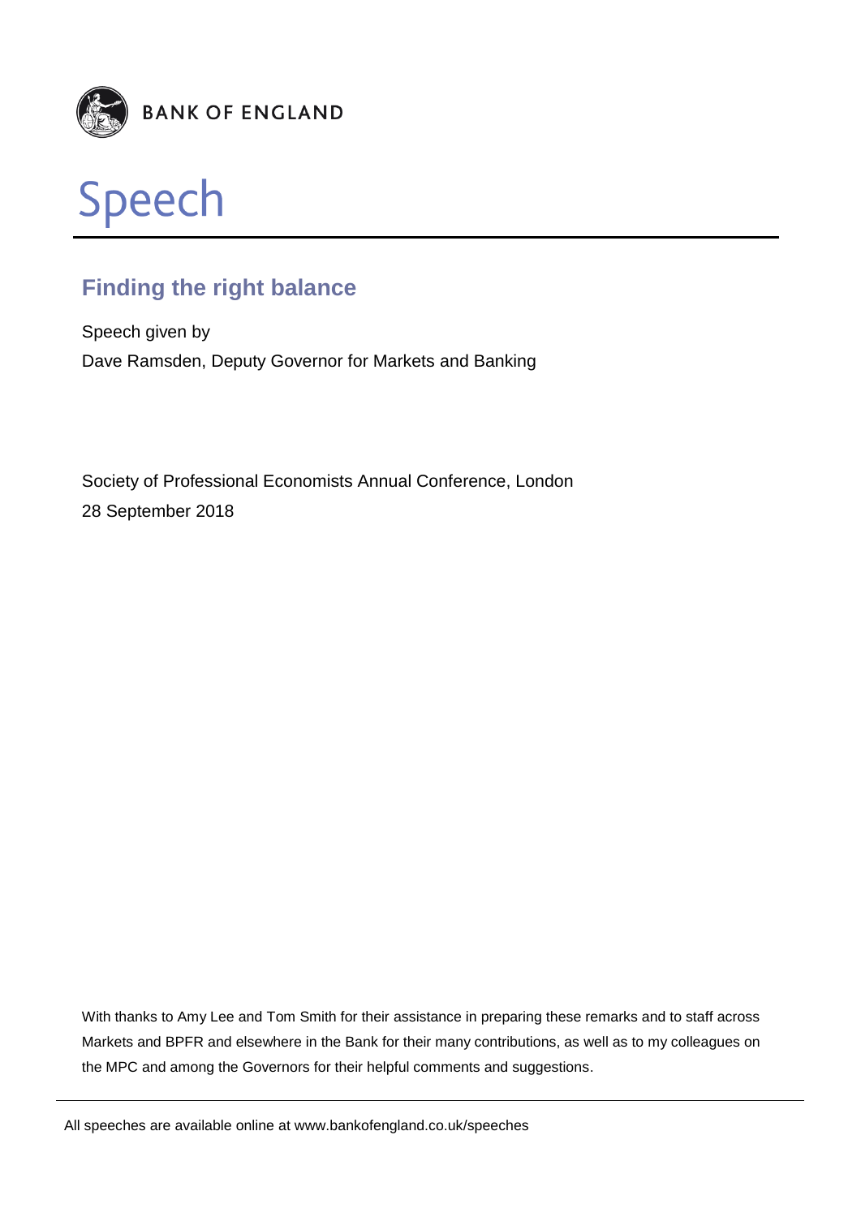BANK OF ENGLAND

# Speech

## Finding the right balance

Speech given by

Dave Ramsden, Deputy Governor for Markets and Banking

Society of Professional Economists Annual Conference, London

28 September 2018

With thanks to Amy Lee and Tom Smith for their assistance in preparing these remarks and to staff across Markets and BPFR and elsewhere in the Bank for their many contributions, as well as to my colleagues on the MPC and among the Governors for their helpful comments and suggestions.

All speeches are available online at www.bankofengland.co.uk/speeches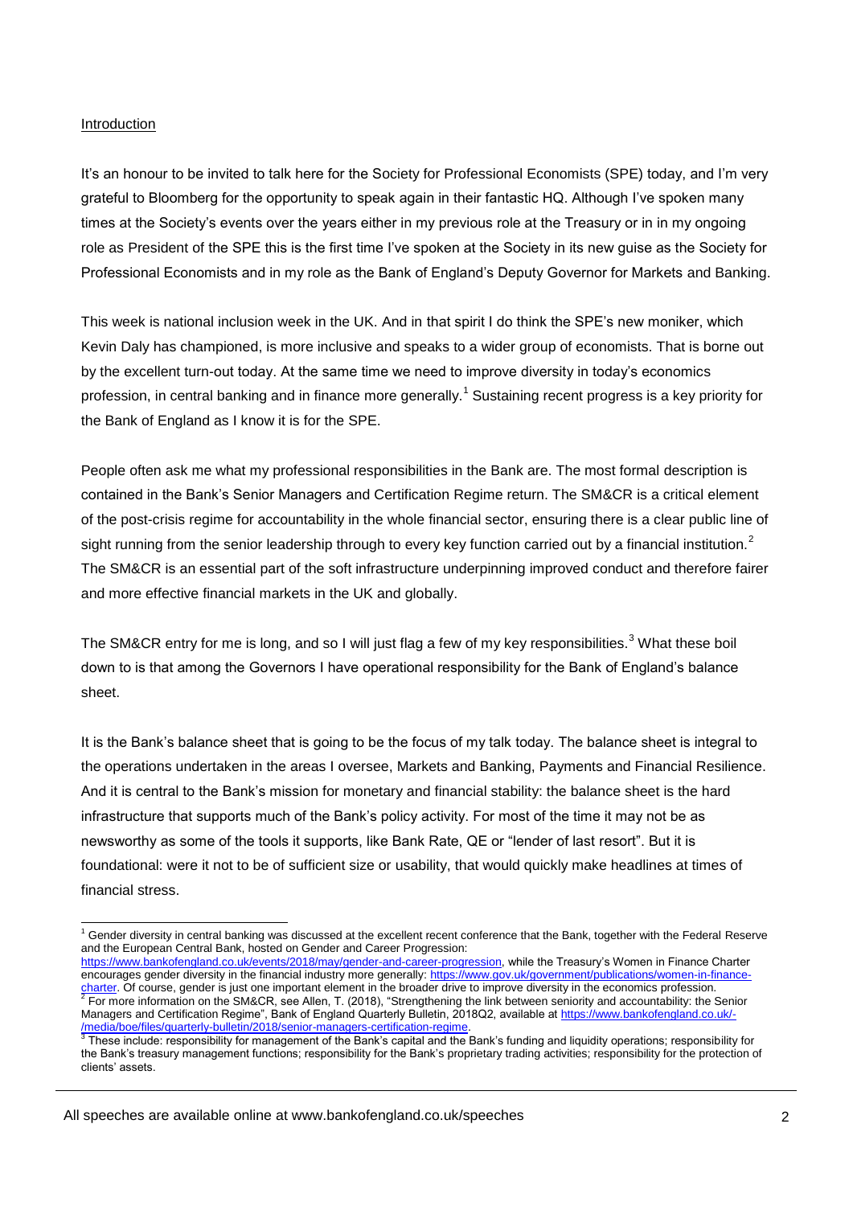Introduction

It's an honour to be invited to talk here for the Society for Professional Economists (SPE) today, and I'm very grateful to Bloomberg for the opportunity to speak again in their fantastic HQ. Although I've spoken many times at the Society's events over the years either in my previous role at the Treasury or in in my ongoing role as President of the SPE this is the first time I've spoken at the Society in its new guise as the Society for Professional Economists and in my role as the Bank of England's Deputy Governor for Markets and Banking.

This week is national inclusion week in the UK. And in that spirit I do think the SPE's new moniker, which Kevin Daly has championed, is more inclusive and speaks to a wider group of economists. That is borne out by the excellent turn-out today. At the same time we need to improve diversity in today's economics profession, in central banking and in finance more generally.[1] Sustaining recent progress is a key priority for the Bank of England as I know it is for the SPE.

People often ask me what my professional responsibilities in the Bank are. The most formal description is contained in the Bank's Senior Managers and Certification Regime return. The SM&CR is a critical element of the post-crisis regime for accountability in the whole financial sector, ensuring there is a clear public line of sight running from the senior leadership through to every key function carried out by a financial institution.[2] The SM&CR is an essential part of the soft infrastructure underpinning improved conduct and therefore fairer and more effective financial markets in the UK and globally.

The SM&CR entry for me is long, and so I will just flag a few of my key responsibilities.[3] What these boil down to is that among the Governors I have operational responsibility for the Bank of England's balance sheet.

It is the Bank's balance sheet that is going to be the focus of my talk today. The balance sheet is integral to the operations undertaken in the areas I oversee, Markets and Banking, Payments and Financial Resilience. And it is central to the Bank's mission for monetary and financial stability: the balance sheet is the hard infrastructure that supports much of the Bank's policy activity. For most of the time it may not be as newsworthy as some of the tools it supports, like Bank Rate, QE or "lender of last resort". But it is foundational: were it not to be of sufficient size or usability, that would quickly make headlines at times of financial stress.

---

[1] Gender diversity in central banking was discussed at the excellent recent conference that the Bank, together with the Federal Reserve and the European Central Bank, hosted on Gender and Career Progression: https://www.bankofengland.co.uk/events/2018/may/gender-and-career-progression, while the Treasury's Women in Finance Charter encourages gender diversity in the financial industry more generally: https://www.gov.uk/government/publications/women-in-finance-charter. Of course, gender is just one important element in the broader drive to improve diversity in the economics profession.

[2] For more information on the SM&CR, see Allen, T. (2018), "Strengthening the link between seniority and accountability: the Senior Managers and Certification Regime", Bank of England Quarterly Bulletin, 2018Q2, available at https://www.bankofengland.co.uk/-/media/boe/files/quarterly-bulletin/2018/senior-managers-certification-regime.

[3] These include: responsibility for management of the Bank's capital and the Bank's funding and liquidity operations; responsibility for the Bank's treasury management functions; responsibility for the Bank's proprietary trading activities; responsibility for the protection of clients' assets.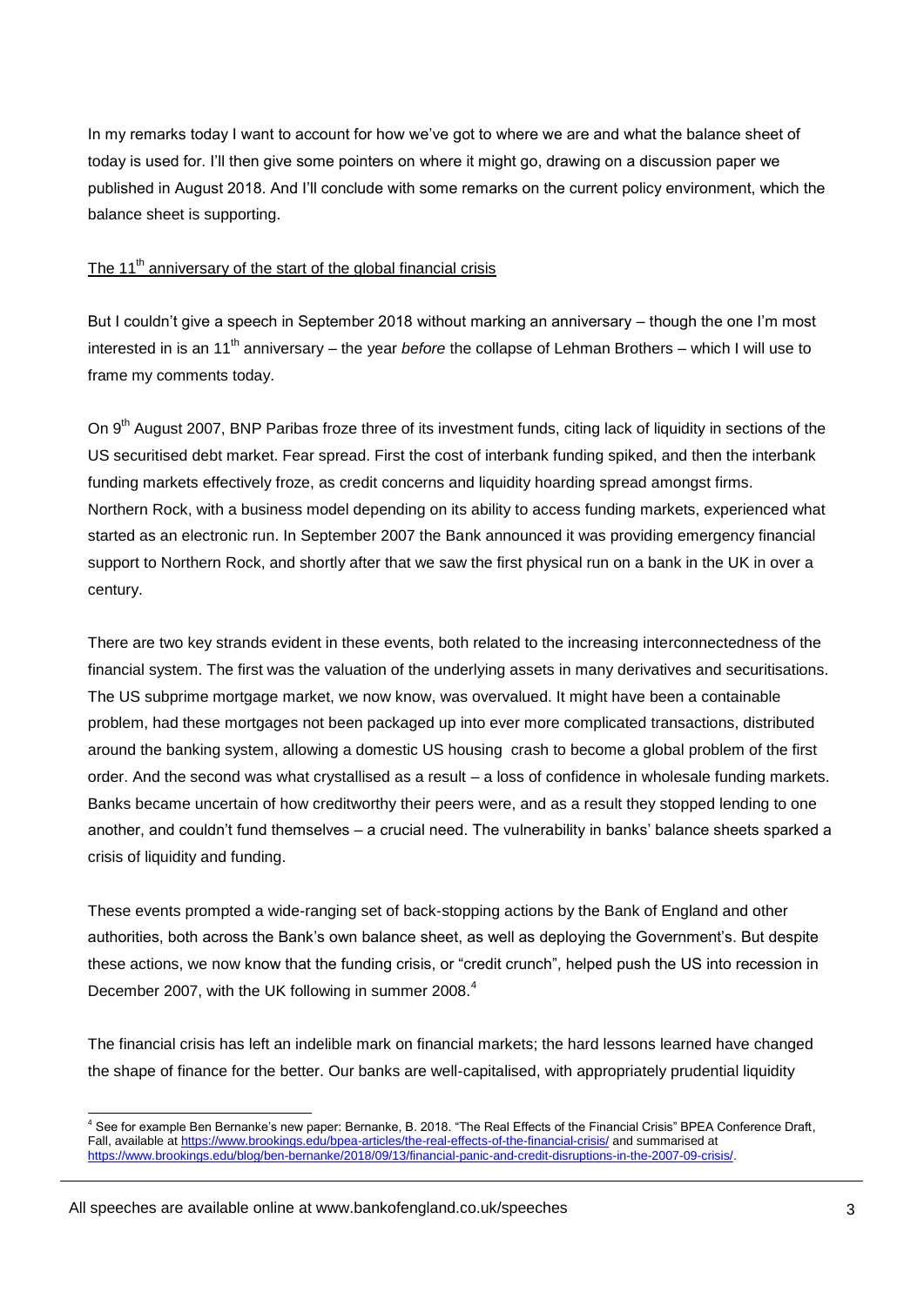In my remarks today I want to account for how we've got to where we are and what the balance sheet of today is used for. I'll then give some pointers on where it might go, drawing on a discussion paper we published in August 2018. And I'll conclude with some remarks on the current policy environment, which the balance sheet is supporting.

## The 11th anniversary of the start of the global financial crisis

But I couldn't give a speech in September 2018 without marking an anniversary – though the one I'm most interested in is an 11th anniversary – the year *before* the collapse of Lehman Brothers – which I will use to frame my comments today.

On 9th August 2007, BNP Paribas froze three of its investment funds, citing lack of liquidity in sections of the US securitised debt market. Fear spread. First the cost of interbank funding spiked, and then the interbank funding markets effectively froze, as credit concerns and liquidity hoarding spread amongst firms. Northern Rock, with a business model depending on its ability to access funding markets, experienced what started as an electronic run. In September 2007 the Bank announced it was providing emergency financial support to Northern Rock, and shortly after that we saw the first physical run on a bank in the UK in over a century.

There are two key strands evident in these events, both related to the increasing interconnectedness of the financial system. The first was the valuation of the underlying assets in many derivatives and securitisations. The US subprime mortgage market, we now know, was overvalued. It might have been a containable problem, had these mortgages not been packaged up into ever more complicated transactions, distributed around the banking system, allowing a domestic US housing crash to become a global problem of the first order. And the second was what crystallised as a result – a loss of confidence in wholesale funding markets. Banks became uncertain of how creditworthy their peers were, and as a result they stopped lending to one another, and couldn't fund themselves – a crucial need. The vulnerability in banks' balance sheets sparked a crisis of liquidity and funding.

These events prompted a wide-ranging set of back-stopping actions by the Bank of England and other authorities, both across the Bank's own balance sheet, as well as deploying the Government's. But despite these actions, we now know that the funding crisis, or "credit crunch", helped push the US into recession in December 2007, with the UK following in summer 2008.[4]

The financial crisis has left an indelible mark on financial markets; the hard lessons learned have changed the shape of finance for the better. Our banks are well-capitalised, with appropriately prudential liquidity

---

[4] See for example Ben Bernanke's new paper: Bernanke, B. 2018. "The Real Effects of the Financial Crisis" BPEA Conference Draft, Fall, available at https://www.brookings.edu/bpea-articles/the-real-effects-of-the-financial-crisis/ and summarised at https://www.brookings.edu/blog/ben-bernanke/2018/09/13/financial-panic-and-credit-disruptions-in-the-2007-09-crisis/.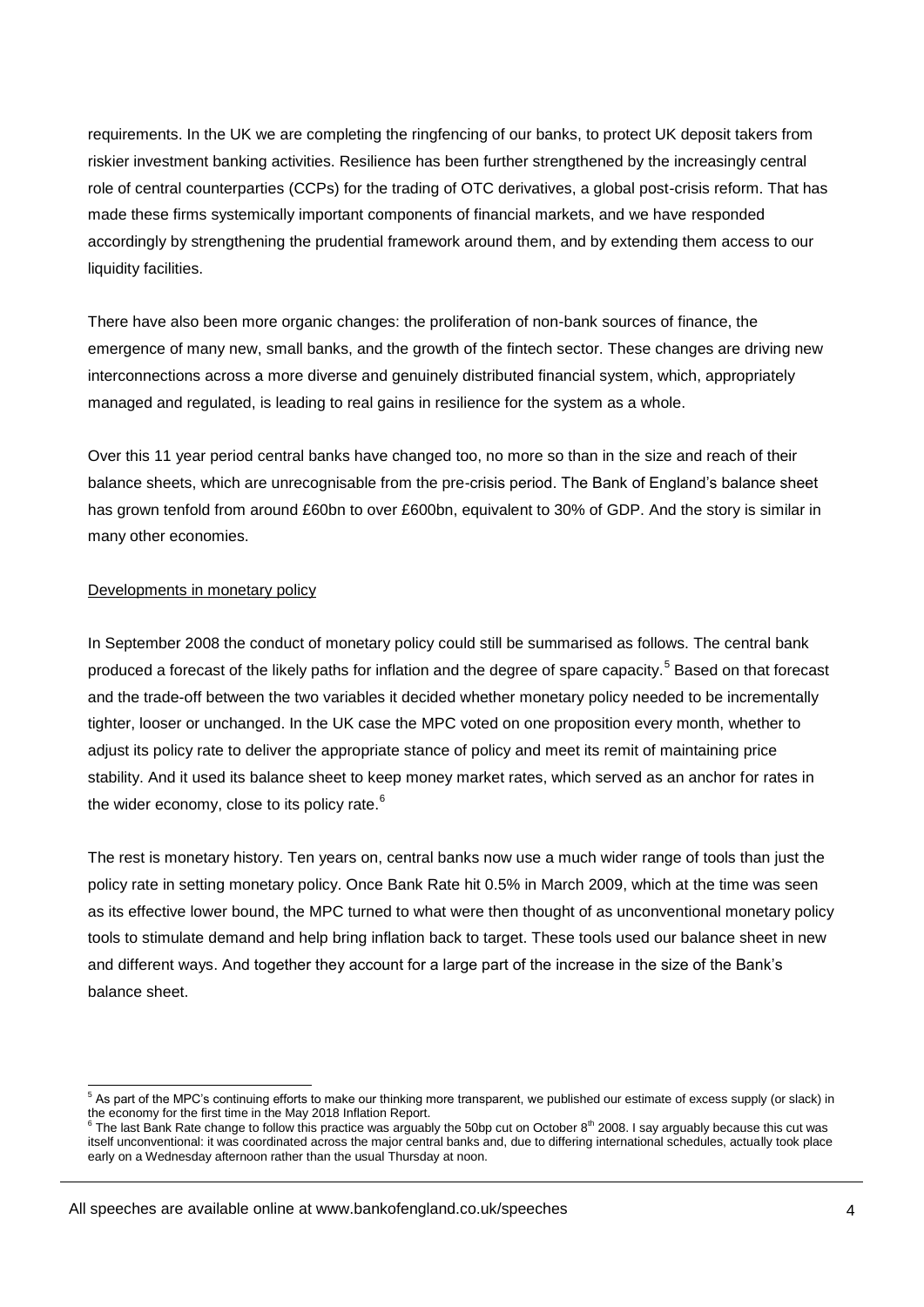requirements. In the UK we are completing the ringfencing of our banks, to protect UK deposit takers from riskier investment banking activities. Resilience has been further strengthened by the increasingly central role of central counterparties (CCPs) for the trading of OTC derivatives, a global post-crisis reform. That has made these firms systemically important components of financial markets, and we have responded accordingly by strengthening the prudential framework around them, and by extending them access to our liquidity facilities.

There have also been more organic changes: the proliferation of non-bank sources of finance, the emergence of many new, small banks, and the growth of the fintech sector. These changes are driving new interconnections across a more diverse and genuinely distributed financial system, which, appropriately managed and regulated, is leading to real gains in resilience for the system as a whole.

Over this 11 year period central banks have changed too, no more so than in the size and reach of their balance sheets, which are unrecognisable from the pre-crisis period. The Bank of England's balance sheet has grown tenfold from around £60bn to over £600bn, equivalent to 30% of GDP. And the story is similar in many other economies.

Developments in monetary policy

In September 2008 the conduct of monetary policy could still be summarised as follows. The central bank produced a forecast of the likely paths for inflation and the degree of spare capacity.[5] Based on that forecast and the trade-off between the two variables it decided whether monetary policy needed to be incrementally tighter, looser or unchanged. In the UK case the MPC voted on one proposition every month, whether to adjust its policy rate to deliver the appropriate stance of policy and meet its remit of maintaining price stability. And it used its balance sheet to keep money market rates, which served as an anchor for rates in the wider economy, close to its policy rate.[6]

The rest is monetary history. Ten years on, central banks now use a much wider range of tools than just the policy rate in setting monetary policy. Once Bank Rate hit 0.5% in March 2009, which at the time was seen as its effective lower bound, the MPC turned to what were then thought of as unconventional monetary policy tools to stimulate demand and help bring inflation back to target. These tools used our balance sheet in new and different ways. And together they account for a large part of the increase in the size of the Bank's balance sheet.

---

[5] As part of the MPC's continuing efforts to make our thinking more transparent, we published our estimate of excess supply (or slack) in the economy for the first time in the May 2018 Inflation Report.

[6] The last Bank Rate change to follow this practice was arguably the 50bp cut on October 8th 2008. I say arguably because this cut was itself unconventional: it was coordinated across the major central banks and, due to differing international schedules, actually took place early on a Wednesday afternoon rather than the usual Thursday at noon.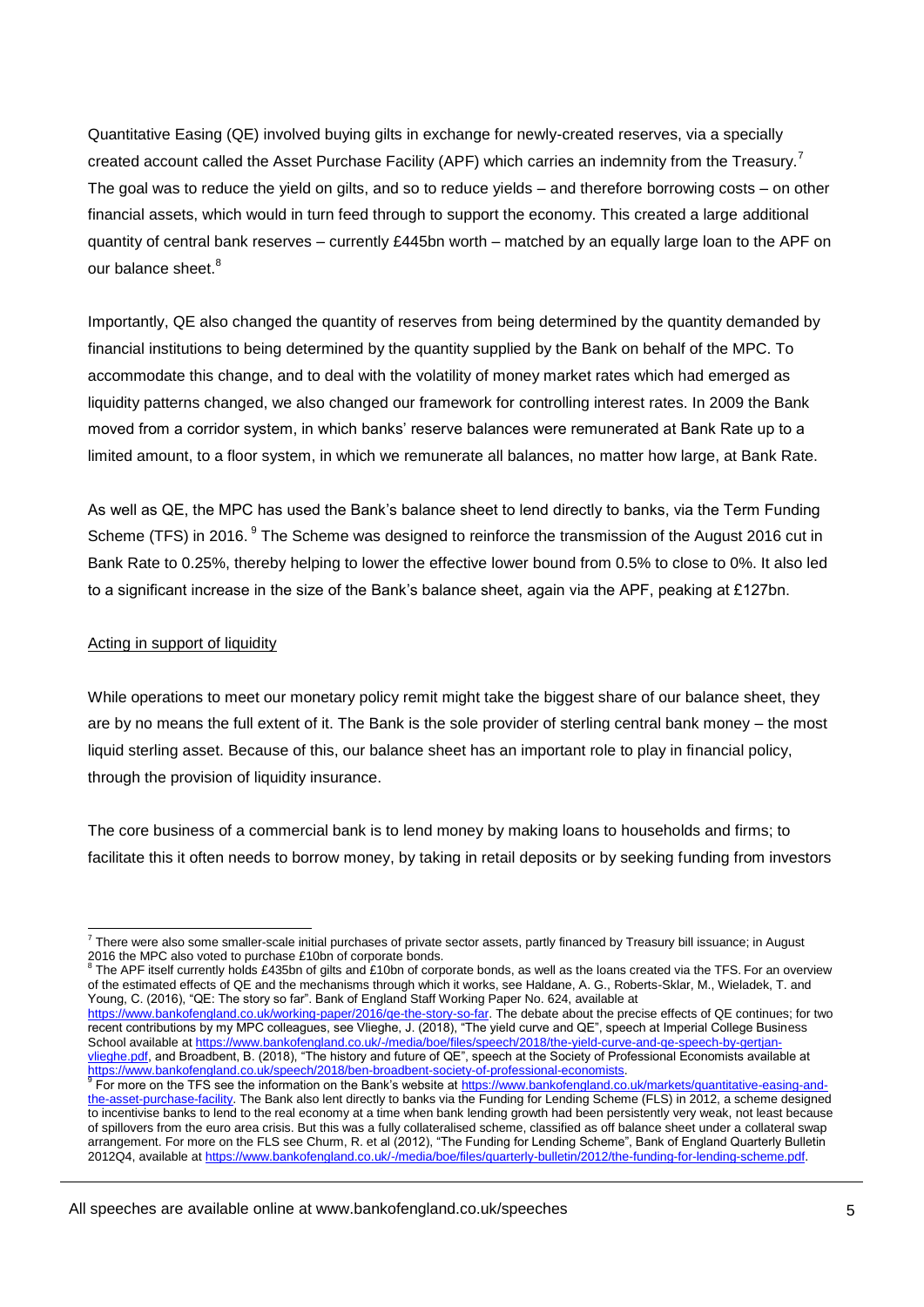Quantitative Easing (QE) involved buying gilts in exchange for newly-created reserves, via a specially created account called the Asset Purchase Facility (APF) which carries an indemnity from the Treasury.[7] The goal was to reduce the yield on gilts, and so to reduce yields – and therefore borrowing costs – on other financial assets, which would in turn feed through to support the economy. This created a large additional quantity of central bank reserves – currently £445bn worth – matched by an equally large loan to the APF on our balance sheet.[8]

Importantly, QE also changed the quantity of reserves from being determined by the quantity demanded by financial institutions to being determined by the quantity supplied by the Bank on behalf of the MPC. To accommodate this change, and to deal with the volatility of money market rates which had emerged as liquidity patterns changed, we also changed our framework for controlling interest rates. In 2009 the Bank moved from a corridor system, in which banks' reserve balances were remunerated at Bank Rate up to a limited amount, to a floor system, in which we remunerate all balances, no matter how large, at Bank Rate.

As well as QE, the MPC has used the Bank's balance sheet to lend directly to banks, via the Term Funding Scheme (TFS) in 2016. [9] The Scheme was designed to reinforce the transmission of the August 2016 cut in Bank Rate to 0.25%, thereby helping to lower the effective lower bound from 0.5% to close to 0%. It also led to a significant increase in the size of the Bank's balance sheet, again via the APF, peaking at £127bn.

## Acting in support of liquidity

While operations to meet our monetary policy remit might take the biggest share of our balance sheet, they are by no means the full extent of it. The Bank is the sole provider of sterling central bank money – the most liquid sterling asset. Because of this, our balance sheet has an important role to play in financial policy, through the provision of liquidity insurance.

The core business of a commercial bank is to lend money by making loans to households and firms; to facilitate this it often needs to borrow money, by taking in retail deposits or by seeking funding from investors

---

[7] There were also some smaller-scale initial purchases of private sector assets, partly financed by Treasury bill issuance; in August 2016 the MPC also voted to purchase £10bn of corporate bonds.

[8] The APF itself currently holds £435bn of gilts and £10bn of corporate bonds, as well as the loans created via the TFS. For an overview of the estimated effects of QE and the mechanisms through which it works, see Haldane, A. G., Roberts-Sklar, M., Wieladek, T. and Young, C. (2016), "QE: The story so far". Bank of England Staff Working Paper No. 624, available at https://www.bankofengland.co.uk/working-paper/2016/qe-the-story-so-far. The debate about the precise effects of QE continues; for two recent contributions by my MPC colleagues, see Vlieghe, J. (2018), "The yield curve and QE", speech at Imperial College Business School available at https://www.bankofengland.co.uk/-/media/boe/files/speech/2018/the-yield-curve-and-qe-speech-by-gertjan-vlieghe.pdf, and Broadbent, B. (2018), "The history and future of QE", speech at the Society of Professional Economists available at https://www.bankofengland.co.uk/speech/2018/ben-broadbent-society-of-professional-economists.

[9] For more on the TFS see the information on the Bank's website at https://www.bankofengland.co.uk/markets/quantitative-easing-and-the-asset-purchase-facility. The Bank also lent directly to banks via the Funding for Lending Scheme (FLS) in 2012, a scheme designed to incentivise banks to lend to the real economy at a time when bank lending growth had been persistently very weak, not least because of spillovers from the euro area crisis. But this was a fully collateralised scheme, classified as off balance sheet under a collateral swap arrangement. For more on the FLS see Churm, R. et al (2012), "The Funding for Lending Scheme", Bank of England Quarterly Bulletin 2012Q4, available at https://www.bankofengland.co.uk/-/media/boe/files/quarterly-bulletin/2012/the-funding-for-lending-scheme.pdf.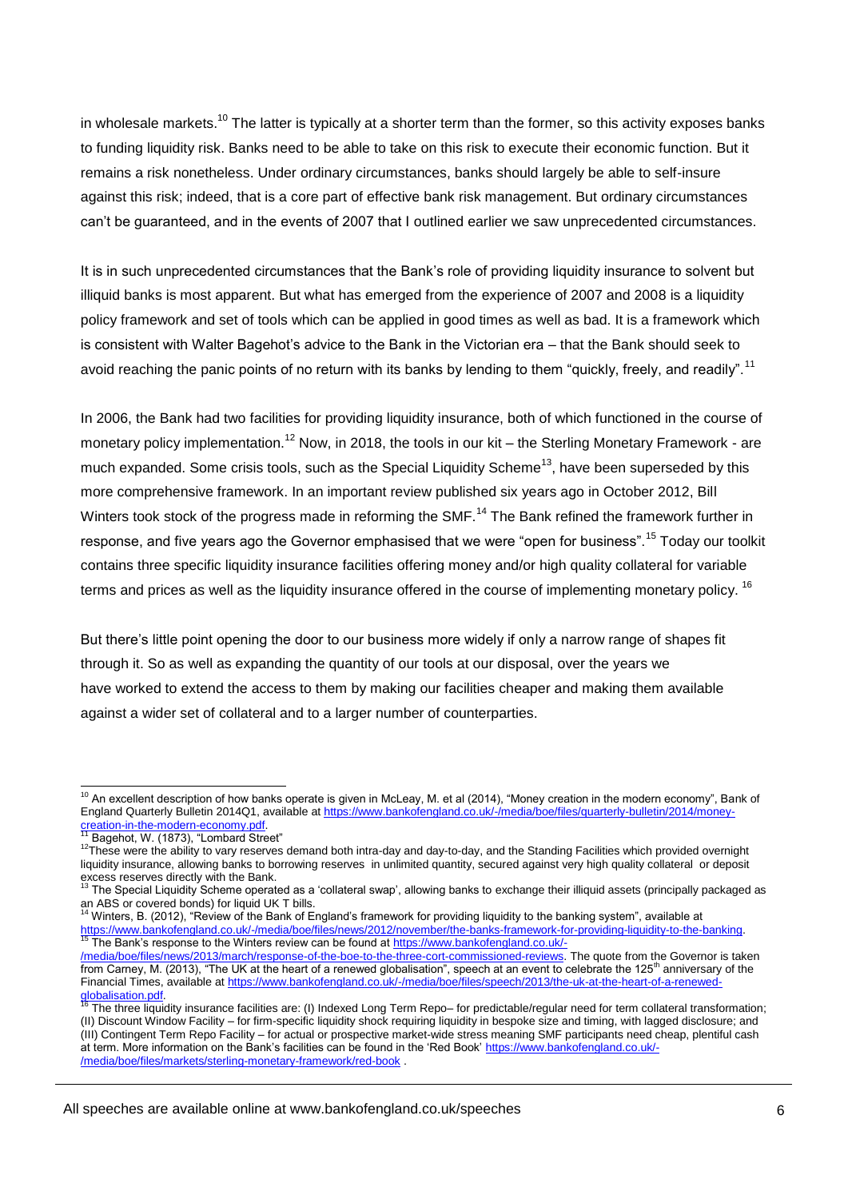in wholesale markets.[10] The latter is typically at a shorter term than the former, so this activity exposes banks to funding liquidity risk. Banks need to be able to take on this risk to execute their economic function. But it remains a risk nonetheless. Under ordinary circumstances, banks should largely be able to self-insure against this risk; indeed, that is a core part of effective bank risk management. But ordinary circumstances can't be guaranteed, and in the events of 2007 that I outlined earlier we saw unprecedented circumstances.

It is in such unprecedented circumstances that the Bank's role of providing liquidity insurance to solvent but illiquid banks is most apparent. But what has emerged from the experience of 2007 and 2008 is a liquidity policy framework and set of tools which can be applied in good times as well as bad. It is a framework which is consistent with Walter Bagehot's advice to the Bank in the Victorian era – that the Bank should seek to avoid reaching the panic points of no return with its banks by lending to them "quickly, freely, and readily".[11]

In 2006, the Bank had two facilities for providing liquidity insurance, both of which functioned in the course of monetary policy implementation.[12] Now, in 2018, the tools in our kit – the Sterling Monetary Framework - are much expanded. Some crisis tools, such as the Special Liquidity Scheme[13], have been superseded by this more comprehensive framework. In an important review published six years ago in October 2012, Bill Winters took stock of the progress made in reforming the SMF.[14] The Bank refined the framework further in response, and five years ago the Governor emphasised that we were "open for business".[15] Today our toolkit contains three specific liquidity insurance facilities offering money and/or high quality collateral for variable terms and prices as well as the liquidity insurance offered in the course of implementing monetary policy.[16]

But there's little point opening the door to our business more widely if only a narrow range of shapes fit through it. So as well as expanding the quantity of our tools at our disposal, over the years we have worked to extend the access to them by making our facilities cheaper and making them available against a wider set of collateral and to a larger number of counterparties.

---

[10] An excellent description of how banks operate is given in McLeay, M. et al (2014), "Money creation in the modern economy", Bank of England Quarterly Bulletin 2014Q1, available at https://www.bankofengland.co.uk/-/media/boe/files/quarterly-bulletin/2014/money-creation-in-the-modern-economy.pdf.

[11] Bagehot, W. (1873), "Lombard Street"

[12] These were the ability to vary reserves demand both intra-day and day-to-day, and the Standing Facilities which provided overnight liquidity insurance, allowing banks to borrowing reserves in unlimited quantity, secured against very high quality collateral or deposit excess reserves directly with the Bank.

[13] The Special Liquidity Scheme operated as a 'collateral swap', allowing banks to exchange their illiquid assets (principally packaged as an ABS or covered bonds) for liquid UK T bills.

[14] Winters, B. (2012), "Review of the Bank of England's framework for providing liquidity to the banking system", available at https://www.bankofengland.co.uk/-/media/boe/files/news/2012/november/the-banks-framework-for-providing-liquidity-to-the-banking.

[15] The Bank's response to the Winters review can be found at https://www.bankofengland.co.uk/-/media/boe/files/news/2013/march/response-of-the-boe-to-the-three-cort-commissioned-reviews. The quote from the Governor is taken from Carney, M. (2013), "The UK at the heart of a renewed globalisation", speech at an event to celebrate the 125th anniversary of the Financial Times, available at https://www.bankofengland.co.uk/-/media/boe/files/speech/2013/the-uk-at-the-heart-of-a-renewed-globalisation.pdf.

[16] The three liquidity insurance facilities are: (I) Indexed Long Term Repo– for predictable/regular need for term collateral transformation; (II) Discount Window Facility – for firm-specific liquidity shock requiring liquidity in bespoke size and timing, with lagged disclosure; and (III) Contingent Term Repo Facility – for actual or prospective market-wide stress meaning SMF participants need cheap, plentiful cash at term. More information on the Bank's facilities can be found in the 'Red Book' https://www.bankofengland.co.uk/-/media/boe/files/markets/sterling-monetary-framework/red-book .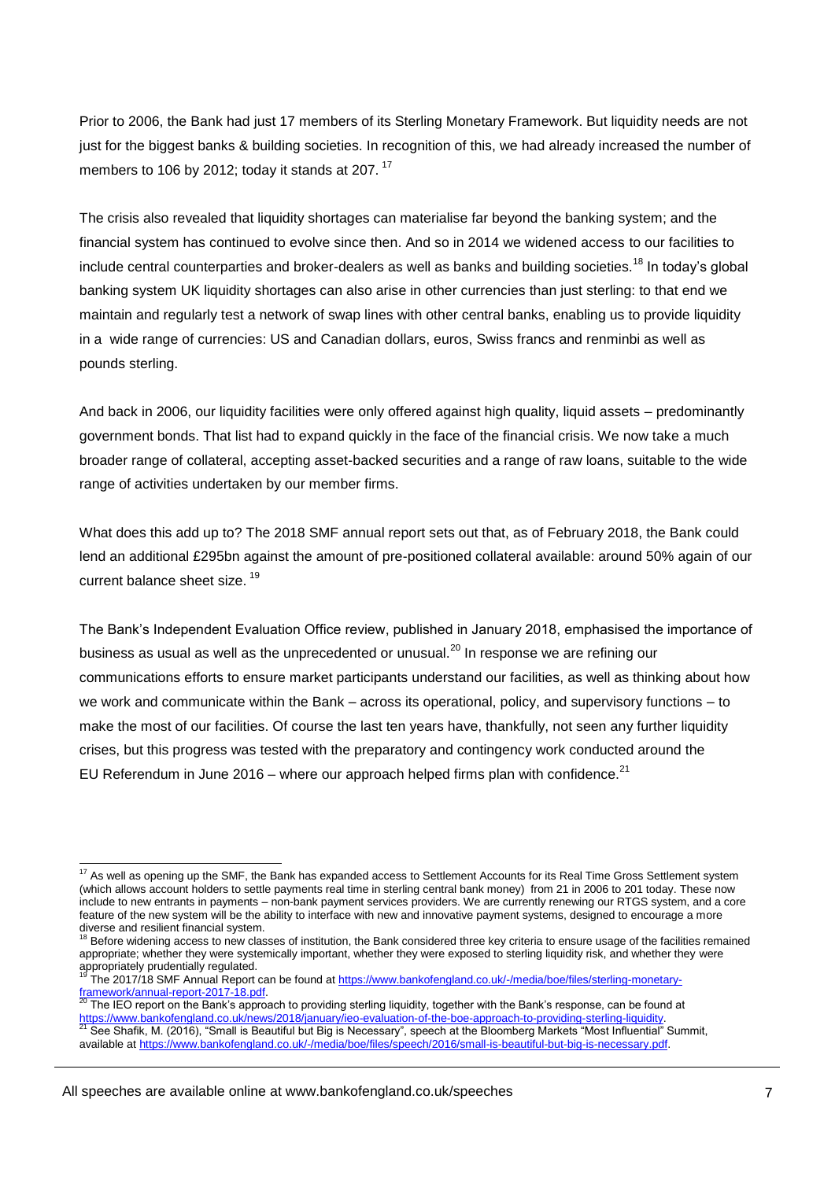Prior to 2006, the Bank had just 17 members of its Sterling Monetary Framework. But liquidity needs are not just for the biggest banks & building societies. In recognition of this, we had already increased the number of members to 106 by 2012; today it stands at 207. [17]

The crisis also revealed that liquidity shortages can materialise far beyond the banking system; and the financial system has continued to evolve since then. And so in 2014 we widened access to our facilities to include central counterparties and broker-dealers as well as banks and building societies.[18] In today's global banking system UK liquidity shortages can also arise in other currencies than just sterling: to that end we maintain and regularly test a network of swap lines with other central banks, enabling us to provide liquidity in a wide range of currencies: US and Canadian dollars, euros, Swiss francs and renminbi as well as pounds sterling.

And back in 2006, our liquidity facilities were only offered against high quality, liquid assets – predominantly government bonds. That list had to expand quickly in the face of the financial crisis. We now take a much broader range of collateral, accepting asset-backed securities and a range of raw loans, suitable to the wide range of activities undertaken by our member firms.

What does this add up to? The 2018 SMF annual report sets out that, as of February 2018, the Bank could lend an additional £295bn against the amount of pre-positioned collateral available: around 50% again of our current balance sheet size. [19]

The Bank's Independent Evaluation Office review, published in January 2018, emphasised the importance of business as usual as well as the unprecedented or unusual.[20] In response we are refining our communications efforts to ensure market participants understand our facilities, as well as thinking about how we work and communicate within the Bank – across its operational, policy, and supervisory functions – to make the most of our facilities. Of course the last ten years have, thankfully, not seen any further liquidity crises, but this progress was tested with the preparatory and contingency work conducted around the EU Referendum in June 2016 – where our approach helped firms plan with confidence.[21]

---

[17] As well as opening up the SMF, the Bank has expanded access to Settlement Accounts for its Real Time Gross Settlement system (which allows account holders to settle payments real time in sterling central bank money) from 21 in 2006 to 201 today. These now include to new entrants in payments – non-bank payment services providers. We are currently renewing our RTGS system, and a core feature of the new system will be the ability to interface with new and innovative payment systems, designed to encourage a more diverse and resilient financial system.

[18] Before widening access to new classes of institution, the Bank considered three key criteria to ensure usage of the facilities remained appropriate; whether they were systemically important, whether they were exposed to sterling liquidity risk, and whether they were appropriately prudentially regulated.

[19] The 2017/18 SMF Annual Report can be found at https://www.bankofengland.co.uk/-/media/boe/files/sterling-monetary-framework/annual-report-2017-18.pdf.

[20] The IEO report on the Bank's approach to providing sterling liquidity, together with the Bank's response, can be found at https://www.bankofengland.co.uk/news/2018/january/ieo-evaluation-of-the-boe-approach-to-providing-sterling-liquidity.

[21] See Shafik, M. (2016), "Small is Beautiful but Big is Necessary", speech at the Bloomberg Markets "Most Influential" Summit, available at https://www.bankofengland.co.uk/-/media/boe/files/speech/2016/small-is-beautiful-but-big-is-necessary.pdf.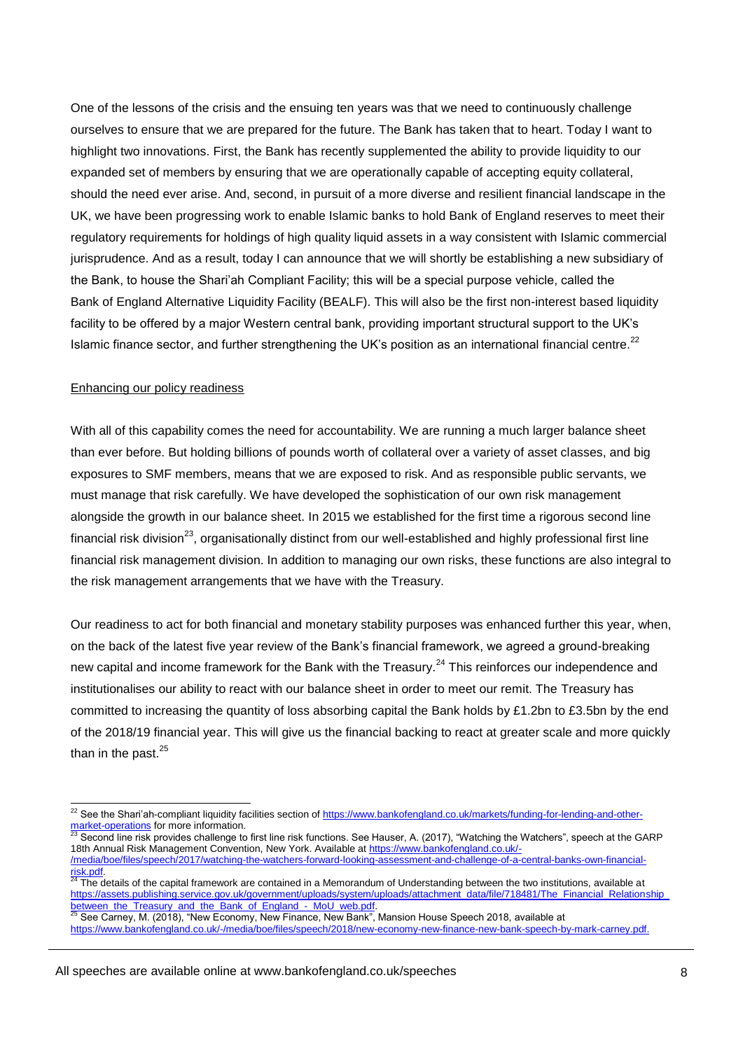One of the lessons of the crisis and the ensuing ten years was that we need to continuously challenge ourselves to ensure that we are prepared for the future. The Bank has taken that to heart. Today I want to highlight two innovations. First, the Bank has recently supplemented the ability to provide liquidity to our expanded set of members by ensuring that we are operationally capable of accepting equity collateral, should the need ever arise. And, second, in pursuit of a more diverse and resilient financial landscape in the UK, we have been progressing work to enable Islamic banks to hold Bank of England reserves to meet their regulatory requirements for holdings of high quality liquid assets in a way consistent with Islamic commercial jurisprudence. And as a result, today I can announce that we will shortly be establishing a new subsidiary of the Bank, to house the Shari'ah Compliant Facility; this will be a special purpose vehicle, called the Bank of England Alternative Liquidity Facility (BEALF). This will also be the first non-interest based liquidity facility to be offered by a major Western central bank, providing important structural support to the UK's Islamic finance sector, and further strengthening the UK's position as an international financial centre.[22]

Enhancing our policy readiness

With all of this capability comes the need for accountability. We are running a much larger balance sheet than ever before. But holding billions of pounds worth of collateral over a variety of asset classes, and big exposures to SMF members, means that we are exposed to risk. And as responsible public servants, we must manage that risk carefully. We have developed the sophistication of our own risk management alongside the growth in our balance sheet. In 2015 we established for the first time a rigorous second line financial risk division[23], organisationally distinct from our well-established and highly professional first line financial risk management division. In addition to managing our own risks, these functions are also integral to the risk management arrangements that we have with the Treasury.

Our readiness to act for both financial and monetary stability purposes was enhanced further this year, when, on the back of the latest five year review of the Bank's financial framework, we agreed a ground-breaking new capital and income framework for the Bank with the Treasury.[24] This reinforces our independence and institutionalises our ability to react with our balance sheet in order to meet our remit. The Treasury has committed to increasing the quantity of loss absorbing capital the Bank holds by £1.2bn to £3.5bn by the end of the 2018/19 financial year. This will give us the financial backing to react at greater scale and more quickly than in the past.[25]

---

[22] See the Shari'ah-compliant liquidity facilities section of https://www.bankofengland.co.uk/markets/funding-for-lending-and-other-market-operations for more information.

[23] Second line risk provides challenge to first line risk functions. See Hauser, A. (2017), "Watching the Watchers", speech at the GARP 18th Annual Risk Management Convention, New York. Available at https://www.bankofengland.co.uk/-/media/boe/files/speech/2017/watching-the-watchers-forward-looking-assessment-and-challenge-of-a-central-banks-own-financial-risk.pdf.

[24] The details of the capital framework are contained in a Memorandum of Understanding between the two institutions, available at https://assets.publishing.service.gov.uk/government/uploads/system/uploads/attachment_data/file/718481/The_Financial_Relationship_between_the_Treasury_and_the_Bank_of_England_-_MoU_web.pdf.

[25] See Carney, M. (2018), "New Economy, New Finance, New Bank", Mansion House Speech 2018, available at https://www.bankofengland.co.uk/-/media/boe/files/speech/2018/new-economy-new-finance-new-bank-speech-by-mark-carney.pdf.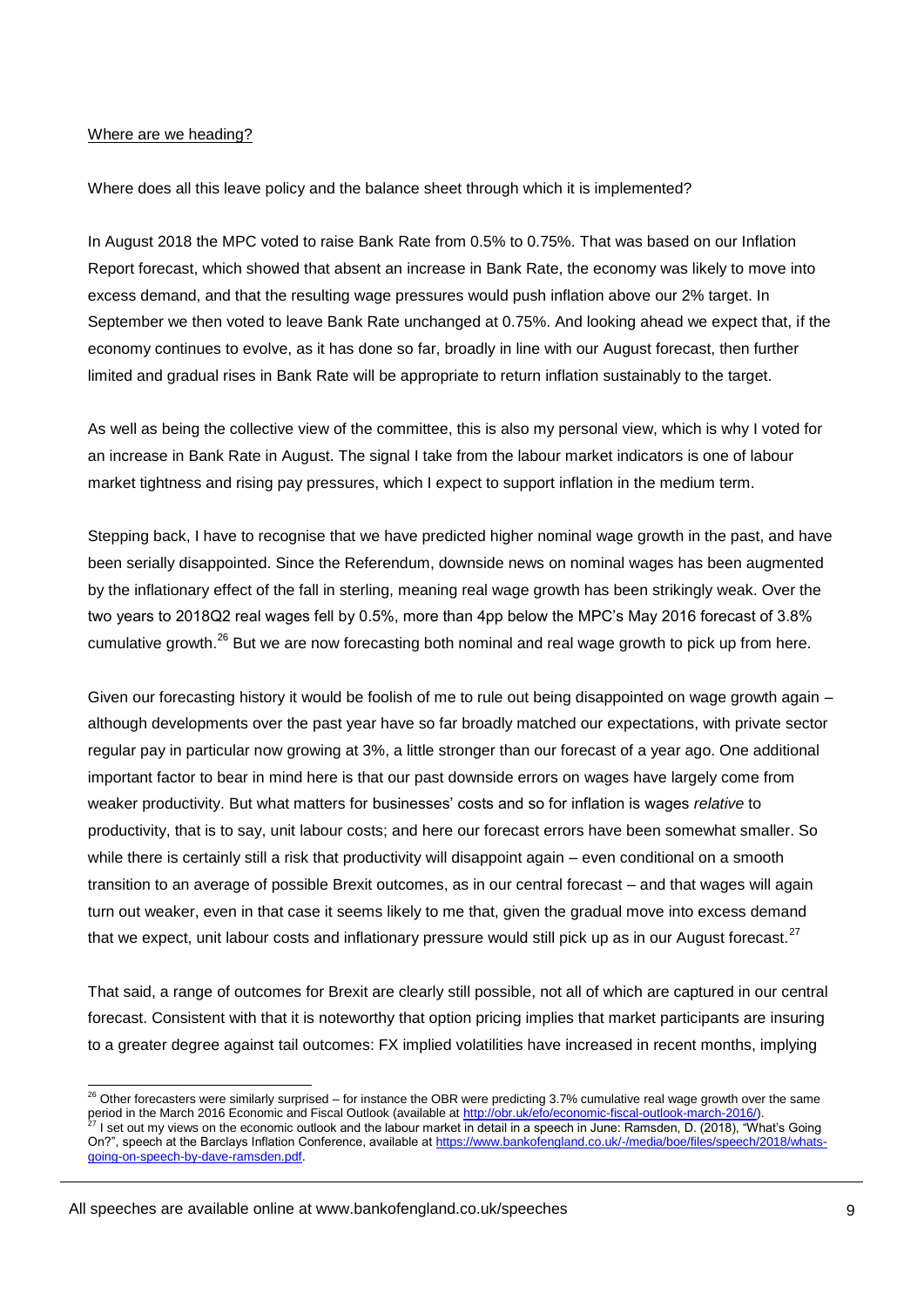Where are we heading?

Where does all this leave policy and the balance sheet through which it is implemented?

In August 2018 the MPC voted to raise Bank Rate from 0.5% to 0.75%. That was based on our Inflation Report forecast, which showed that absent an increase in Bank Rate, the economy was likely to move into excess demand, and that the resulting wage pressures would push inflation above our 2% target. In September we then voted to leave Bank Rate unchanged at 0.75%. And looking ahead we expect that, if the economy continues to evolve, as it has done so far, broadly in line with our August forecast, then further limited and gradual rises in Bank Rate will be appropriate to return inflation sustainably to the target.

As well as being the collective view of the committee, this is also my personal view, which is why I voted for an increase in Bank Rate in August. The signal I take from the labour market indicators is one of labour market tightness and rising pay pressures, which I expect to support inflation in the medium term.

Stepping back, I have to recognise that we have predicted higher nominal wage growth in the past, and have been serially disappointed. Since the Referendum, downside news on nominal wages has been augmented by the inflationary effect of the fall in sterling, meaning real wage growth has been strikingly weak. Over the two years to 2018Q2 real wages fell by 0.5%, more than 4pp below the MPC's May 2016 forecast of 3.8% cumulative growth.[26] But we are now forecasting both nominal and real wage growth to pick up from here.

Given our forecasting history it would be foolish of me to rule out being disappointed on wage growth again – although developments over the past year have so far broadly matched our expectations, with private sector regular pay in particular now growing at 3%, a little stronger than our forecast of a year ago. One additional important factor to bear in mind here is that our past downside errors on wages have largely come from weaker productivity. But what matters for businesses' costs and so for inflation is wages *relative* to productivity, that is to say, unit labour costs; and here our forecast errors have been somewhat smaller. So while there is certainly still a risk that productivity will disappoint again – even conditional on a smooth transition to an average of possible Brexit outcomes, as in our central forecast – and that wages will again turn out weaker, even in that case it seems likely to me that, given the gradual move into excess demand that we expect, unit labour costs and inflationary pressure would still pick up as in our August forecast.[27]

That said, a range of outcomes for Brexit are clearly still possible, not all of which are captured in our central forecast. Consistent with that it is noteworthy that option pricing implies that market participants are insuring to a greater degree against tail outcomes: FX implied volatilities have increased in recent months, implying

---

[26] Other forecasters were similarly surprised – for instance the OBR were predicting 3.7% cumulative real wage growth over the same period in the March 2016 Economic and Fiscal Outlook (available at http://obr.uk/efo/economic-fiscal-outlook-march-2016/).

[27] I set out my views on the economic outlook and the labour market in detail in a speech in June: Ramsden, D. (2018), "What's Going On?", speech at the Barclays Inflation Conference, available at https://www.bankofengland.co.uk/-/media/boe/files/speech/2018/whats-going-on-speech-by-dave-ramsden.pdf.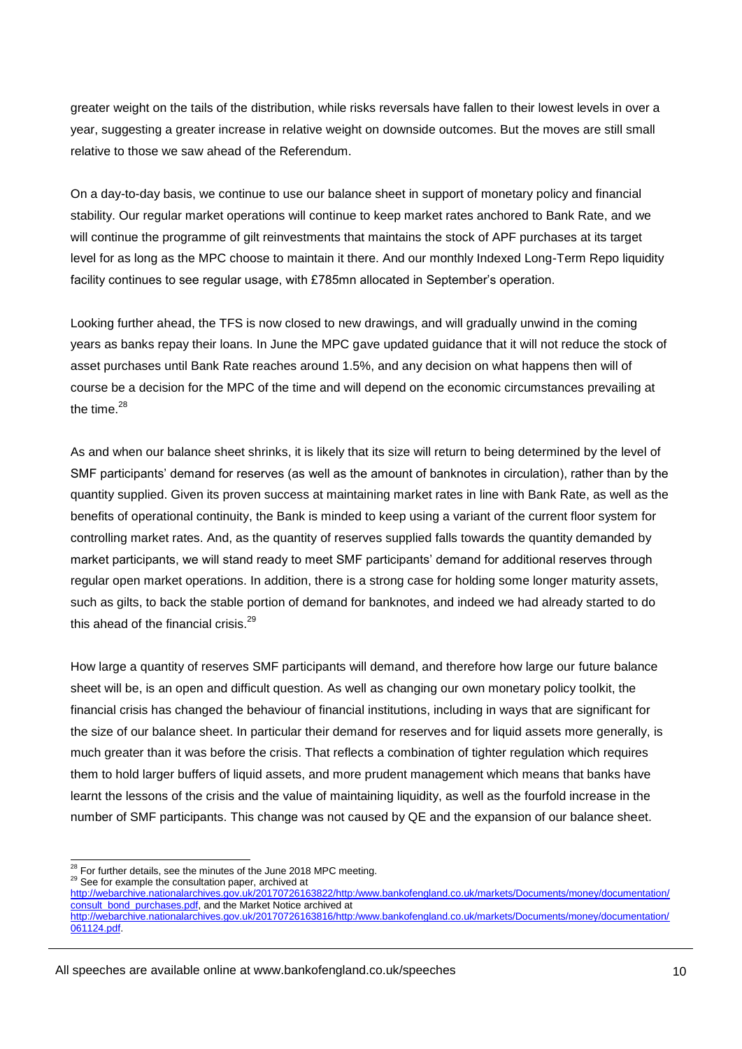greater weight on the tails of the distribution, while risks reversals have fallen to their lowest levels in over a year, suggesting a greater increase in relative weight on downside outcomes. But the moves are still small relative to those we saw ahead of the Referendum.

On a day-to-day basis, we continue to use our balance sheet in support of monetary policy and financial stability. Our regular market operations will continue to keep market rates anchored to Bank Rate, and we will continue the programme of gilt reinvestments that maintains the stock of APF purchases at its target level for as long as the MPC choose to maintain it there. And our monthly Indexed Long-Term Repo liquidity facility continues to see regular usage, with £785mn allocated in September's operation.

Looking further ahead, the TFS is now closed to new drawings, and will gradually unwind in the coming years as banks repay their loans. In June the MPC gave updated guidance that it will not reduce the stock of asset purchases until Bank Rate reaches around 1.5%, and any decision on what happens then will of course be a decision for the MPC of the time and will depend on the economic circumstances prevailing at the time.[28]

As and when our balance sheet shrinks, it is likely that its size will return to being determined by the level of SMF participants' demand for reserves (as well as the amount of banknotes in circulation), rather than by the quantity supplied. Given its proven success at maintaining market rates in line with Bank Rate, as well as the benefits of operational continuity, the Bank is minded to keep using a variant of the current floor system for controlling market rates. And, as the quantity of reserves supplied falls towards the quantity demanded by market participants, we will stand ready to meet SMF participants' demand for additional reserves through regular open market operations. In addition, there is a strong case for holding some longer maturity assets, such as gilts, to back the stable portion of demand for banknotes, and indeed we had already started to do this ahead of the financial crisis.[29]

How large a quantity of reserves SMF participants will demand, and therefore how large our future balance sheet will be, is an open and difficult question. As well as changing our own monetary policy toolkit, the financial crisis has changed the behaviour of financial institutions, including in ways that are significant for the size of our balance sheet. In particular their demand for reserves and for liquid assets more generally, is much greater than it was before the crisis. That reflects a combination of tighter regulation which requires them to hold larger buffers of liquid assets, and more prudent management which means that banks have learnt the lessons of the crisis and the value of maintaining liquidity, as well as the fourfold increase in the number of SMF participants. This change was not caused by QE and the expansion of our balance sheet.

---

[28] For further details, see the minutes of the June 2018 MPC meeting.

[29] See for example the consultation paper, archived at http://webarchive.nationalarchives.gov.uk/20170726163822/http:/www.bankofengland.co.uk/markets/Documents/money/documentation/consult_bond_purchases.pdf, and the Market Notice archived at http://webarchive.nationalarchives.gov.uk/20170726163816/http:/www.bankofengland.co.uk/markets/Documents/money/documentation/061124.pdf.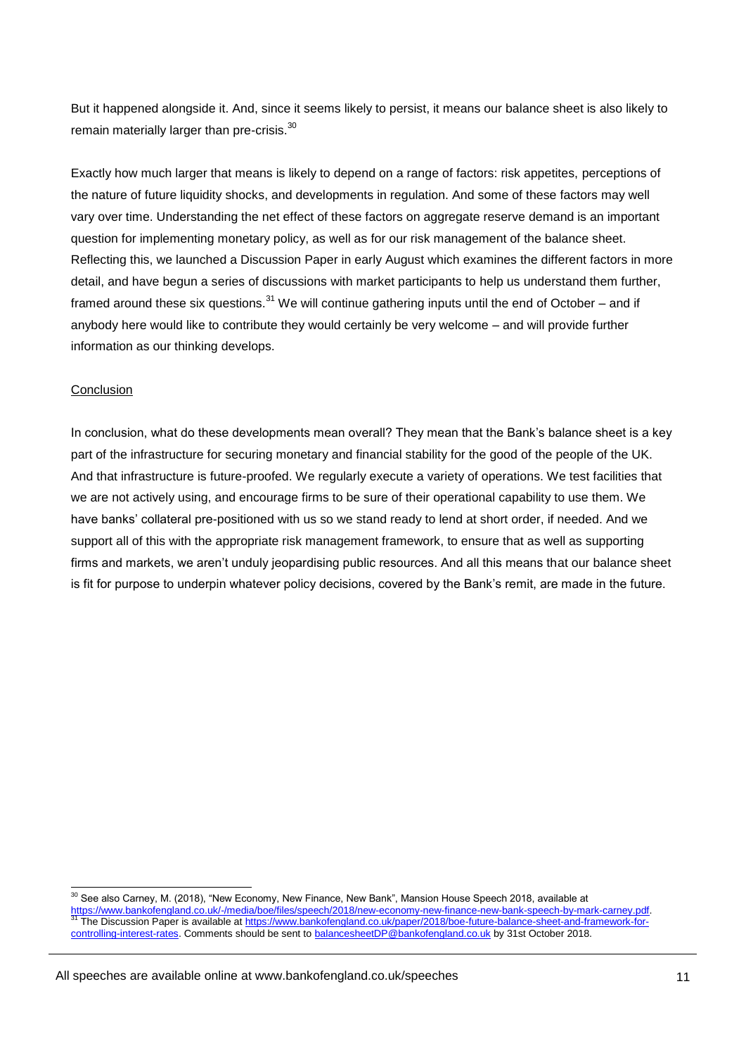But it happened alongside it. And, since it seems likely to persist, it means our balance sheet is also likely to remain materially larger than pre-crisis.[30]

Exactly how much larger that means is likely to depend on a range of factors: risk appetites, perceptions of the nature of future liquidity shocks, and developments in regulation. And some of these factors may well vary over time. Understanding the net effect of these factors on aggregate reserve demand is an important question for implementing monetary policy, as well as for our risk management of the balance sheet. Reflecting this, we launched a Discussion Paper in early August which examines the different factors in more detail, and have begun a series of discussions with market participants to help us understand them further, framed around these six questions.[31] We will continue gathering inputs until the end of October – and if anybody here would like to contribute they would certainly be very welcome – and will provide further information as our thinking develops.

## Conclusion

In conclusion, what do these developments mean overall? They mean that the Bank's balance sheet is a key part of the infrastructure for securing monetary and financial stability for the good of the people of the UK. And that infrastructure is future-proofed. We regularly execute a variety of operations. We test facilities that we are not actively using, and encourage firms to be sure of their operational capability to use them. We have banks' collateral pre-positioned with us so we stand ready to lend at short order, if needed. And we support all of this with the appropriate risk management framework, to ensure that as well as supporting firms and markets, we aren't unduly jeopardising public resources. And all this means that our balance sheet is fit for purpose to underpin whatever policy decisions, covered by the Bank's remit, are made in the future.

---

[30] See also Carney, M. (2018), "New Economy, New Finance, New Bank", Mansion House Speech 2018, available at https://www.bankofengland.co.uk/-/media/boe/files/speech/2018/new-economy-new-finance-new-bank-speech-by-mark-carney.pdf.

[31] The Discussion Paper is available at https://www.bankofengland.co.uk/paper/2018/boe-future-balance-sheet-and-framework-for-controlling-interest-rates. Comments should be sent to balancesheetDP@bankofengland.co.uk by 31st October 2018.